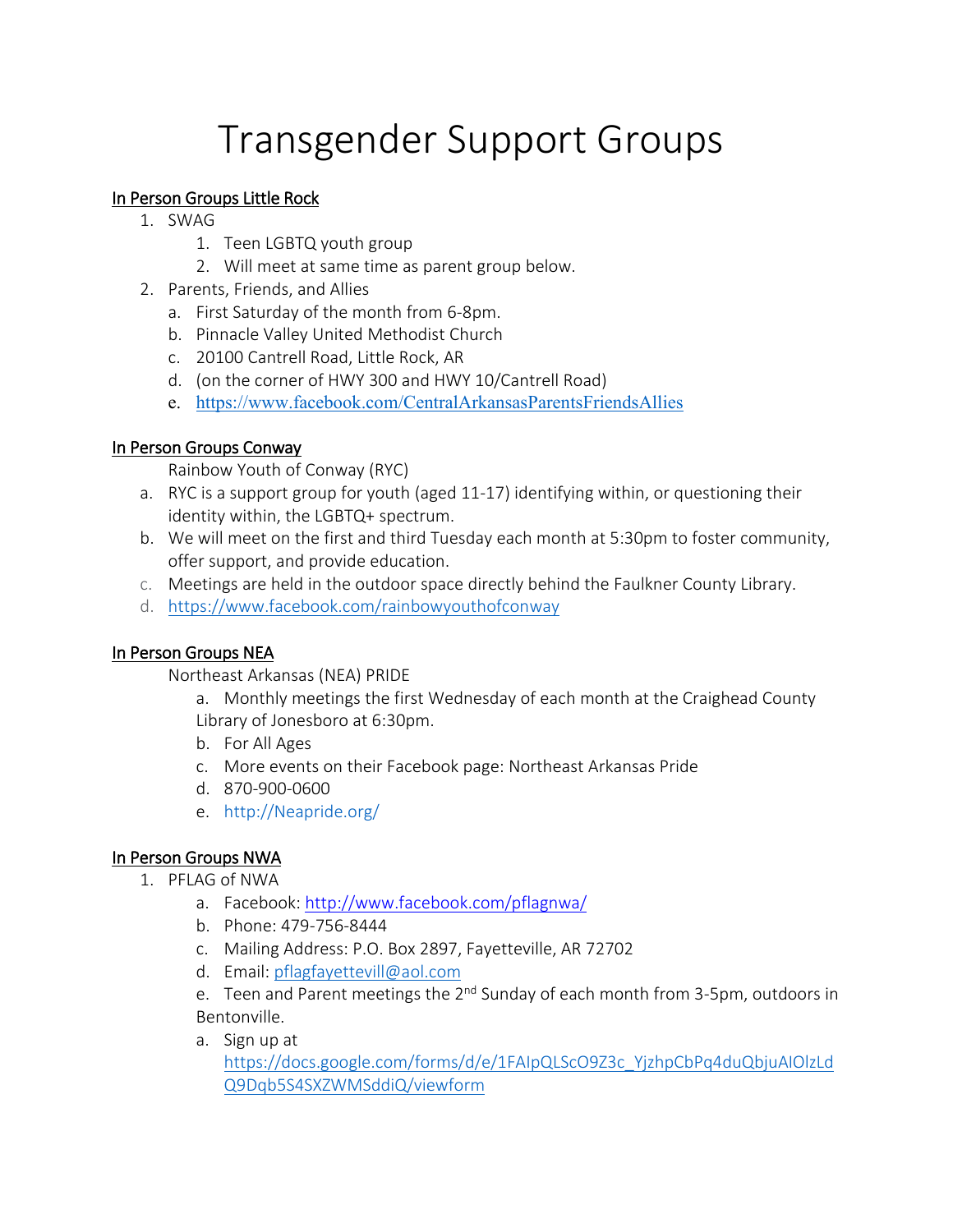# Transgender Support Groups

## In Person Groups Little Rock

1. SWAG
    1. Teen LGBTQ youth group
    2. Will meet at same time as parent group below.
2. Parents, Friends, and Allies
    a. First Saturday of the month from 6-8pm.
    b. Pinnacle Valley United Methodist Church
    c. 20100 Cantrell Road, Little Rock, AR
    d. (on the corner of HWY 300 and HWY 10/Cantrell Road)
    e. https://www.facebook.com/CentralArkansasParentsFriendsAllies

## In Person Groups Conway

Rainbow Youth of Conway (RYC)

a. RYC is a support group for youth (aged 11-17) identifying within, or questioning their identity within, the LGBTQ+ spectrum.
b. We will meet on the first and third Tuesday each month at 5:30pm to foster community, offer support, and provide education.
c. Meetings are held in the outdoor space directly behind the Faulkner County Library.
d. https://www.facebook.com/rainbowyouthofconway

## In Person Groups NEA

Northeast Arkansas (NEA) PRIDE

a. Monthly meetings the first Wednesday of each month at the Craighead County Library of Jonesboro at 6:30pm.
b. For All Ages
c. More events on their Facebook page: Northeast Arkansas Pride
d. 870-900-0600
e. http://Neapride.org/

## In Person Groups NWA

1. PFLAG of NWA
    a. Facebook: http://www.facebook.com/pflagnwa/
    b. Phone: 479-756-8444
    c. Mailing Address: P.O. Box 2897, Fayetteville, AR 72702
    d. Email: pflagfayettevill@aol.com
    e. Teen and Parent meetings the 2nd Sunday of each month from 3-5pm, outdoors in Bentonville.
    a. Sign up at https://docs.google.com/forms/d/e/1FAIpQLScO9Z3c_YjzhpCbPq4duQbjuAIOlzLdQ9Dqb5S4SXZWMSddiQ/viewform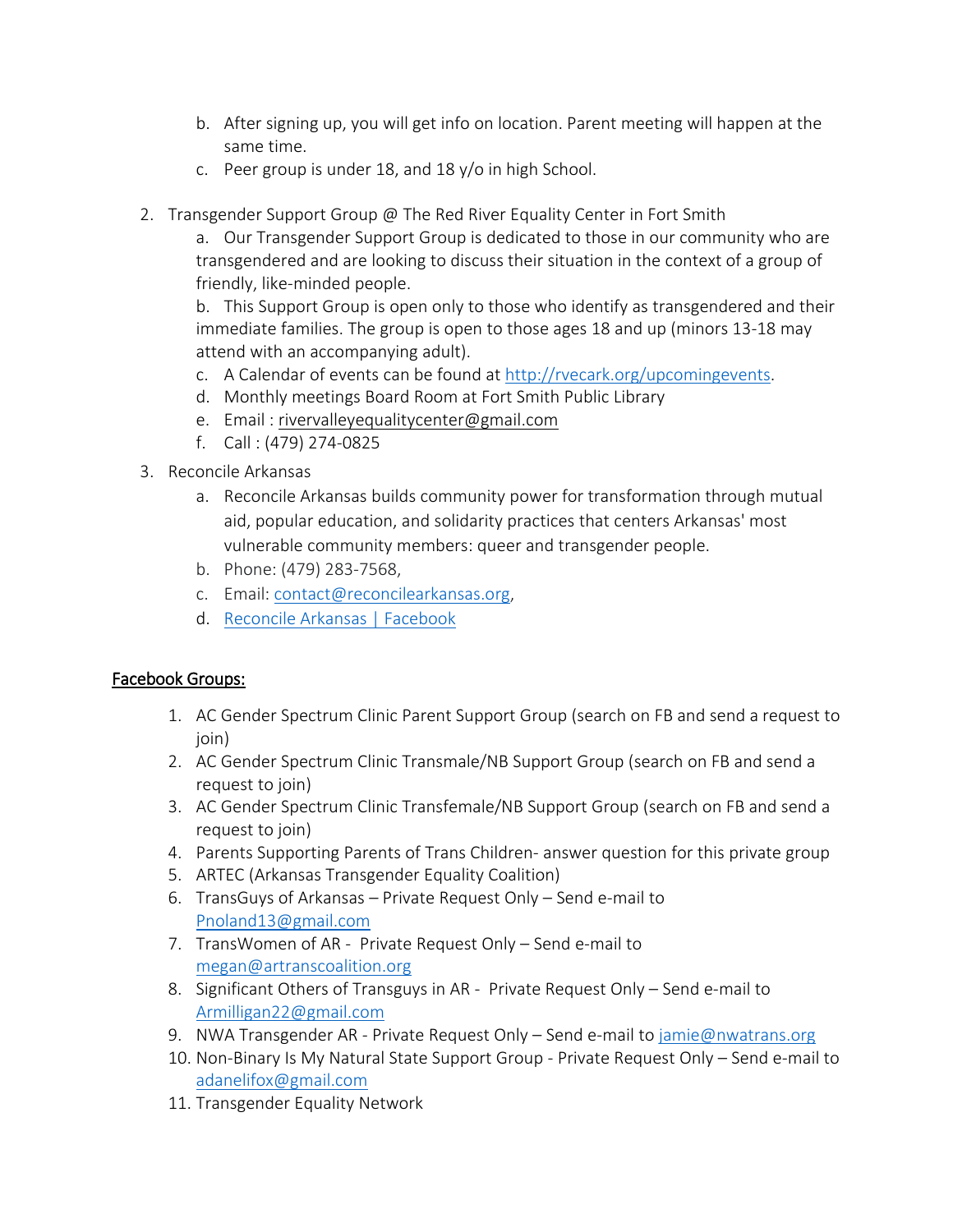b. After signing up, you will get info on location. Parent meeting will happen at the same time.
   c. Peer group is under 18, and 18 y/o in high School.

2. Transgender Support Group @ The Red River Equality Center in Fort Smith
   a. Our Transgender Support Group is dedicated to those in our community who are transgendered and are looking to discuss their situation in the context of a group of friendly, like-minded people.
   b. This Support Group is open only to those who identify as transgendered and their immediate families. The group is open to those ages 18 and up (minors 13-18 may attend with an accompanying adult).
   c. A Calendar of events can be found at http://rvecark.org/upcomingevents.
   d. Monthly meetings Board Room at Fort Smith Public Library
   e. Email : rivervalleyequalitycenter@gmail.com
   f. Call : (479) 274-0825

3. Reconcile Arkansas
   a. Reconcile Arkansas builds community power for transformation through mutual aid, popular education, and solidarity practices that centers Arkansas' most vulnerable community members: queer and transgender people.
   b. Phone: (479) 283-7568,
   c. Email: contact@reconcilearkansas.org,
   d. Reconcile Arkansas | Facebook

## Facebook Groups:

1. AC Gender Spectrum Clinic Parent Support Group (search on FB and send a request to join)
2. AC Gender Spectrum Clinic Transmale/NB Support Group (search on FB and send a request to join)
3. AC Gender Spectrum Clinic Transfemale/NB Support Group (search on FB and send a request to join)
4. Parents Supporting Parents of Trans Children- answer question for this private group
5. ARTEC (Arkansas Transgender Equality Coalition)
6. TransGuys of Arkansas – Private Request Only – Send e-mail to Pnoland13@gmail.com
7. TransWomen of AR - Private Request Only – Send e-mail to megan@artranscoalition.org
8. Significant Others of Transguys in AR - Private Request Only – Send e-mail to Armilligan22@gmail.com
9. NWA Transgender AR - Private Request Only – Send e-mail to jamie@nwatrans.org
10. Non-Binary Is My Natural State Support Group - Private Request Only – Send e-mail to adanelifox@gmail.com
11. Transgender Equality Network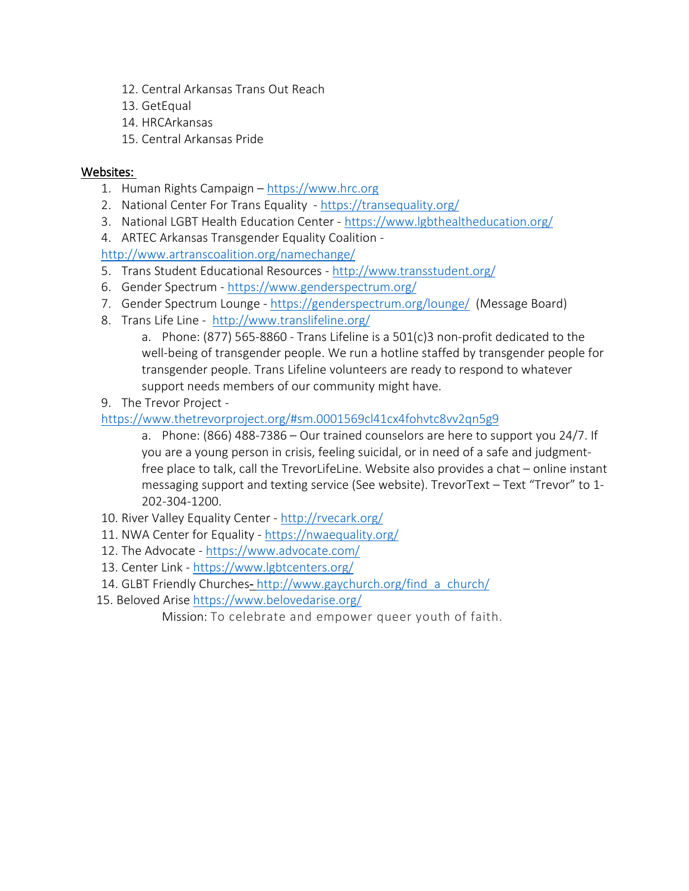12. Central Arkansas Trans Out Reach
13. GetEqual
14. HRCArkansas
15. Central Arkansas Pride

**Websites:**

1. Human Rights Campaign – https://www.hrc.org
2. National Center For Trans Equality - https://transequality.org/
3. National LGBT Health Education Center - https://www.lgbthealtheducation.org/
4. ARTEC Arkansas Transgender Equality Coalition - http://www.artranscoalition.org/namechange/
5. Trans Student Educational Resources - http://www.transstudent.org/
6. Gender Spectrum - https://www.genderspectrum.org/
7. Gender Spectrum Lounge - https://genderspectrum.org/lounge/ (Message Board)
8. Trans Life Line - http://www.translifeline.org/
   a. Phone: (877) 565-8860 - Trans Lifeline is a 501(c)3 non-profit dedicated to the well-being of transgender people. We run a hotline staffed by transgender people for transgender people. Trans Lifeline volunteers are ready to respond to whatever support needs members of our community might have.
9. The Trevor Project - https://www.thetrevorproject.org/#sm.0001569cl41cx4fohvtc8vv2qn5g9
   a. Phone: (866) 488-7386 – Our trained counselors are here to support you 24/7. If you are a young person in crisis, feeling suicidal, or in need of a safe and judgment-free place to talk, call the TrevorLifeLine. Website also provides a chat – online instant messaging support and texting service (See website). TrevorText – Text "Trevor" to 1-202-304-1200.
10. River Valley Equality Center - http://rvecark.org/
11. NWA Center for Equality - https://nwaequality.org/
12. The Advocate - https://www.advocate.com/
13. Center Link - https://www.lgbtcenters.org/
14. GLBT Friendly Churches- http://www.gaychurch.org/find_a_church/
15. Beloved Arise https://www.belovedarise.org/

    Mission: To celebrate and empower queer youth of faith.